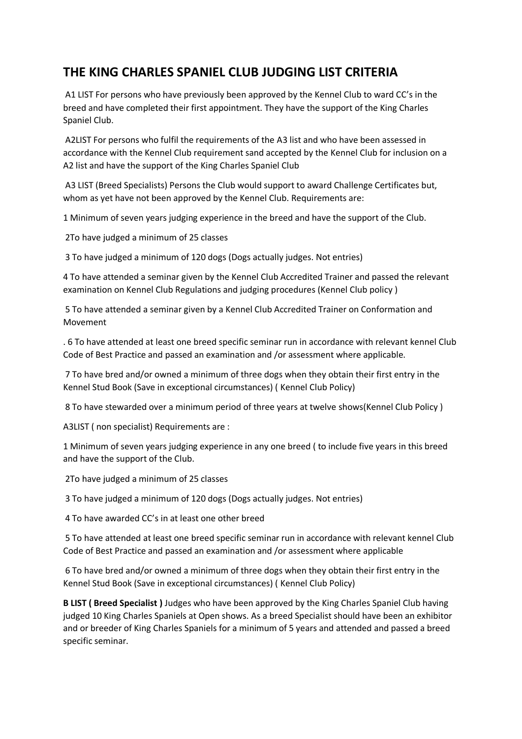## THE KING CHARLES SPANIEL CLUB JUDGING LIST CRITERIA

A1 LIST For persons who have previously been approved by the Kennel Club to ward CC's in the breed and have completed their first appointment. They have the support of the King Charles Spaniel Club.

A2LIST For persons who fulfil the requirements of the A3 list and who have been assessed in accordance with the Kennel Club requirement sand accepted by the Kennel Club for inclusion on a A2 list and have the support of the King Charles Spaniel Club

A3 LIST (Breed Specialists) Persons the Club would support to award Challenge Certificates but, whom as yet have not been approved by the Kennel Club. Requirements are:

1 Minimum of seven years judging experience in the breed and have the support of the Club.

2To have judged a minimum of 25 classes

3 To have judged a minimum of 120 dogs (Dogs actually judges. Not entries)

4 To have attended a seminar given by the Kennel Club Accredited Trainer and passed the relevant examination on Kennel Club Regulations and judging procedures (Kennel Club policy )

5 To have attended a seminar given by a Kennel Club Accredited Trainer on Conformation and Movement

. 6 To have attended at least one breed specific seminar run in accordance with relevant kennel Club Code of Best Practice and passed an examination and /or assessment where applicable.

7 To have bred and/or owned a minimum of three dogs when they obtain their first entry in the Kennel Stud Book (Save in exceptional circumstances) ( Kennel Club Policy)

8 To have stewarded over a minimum period of three years at twelve shows(Kennel Club Policy )

A3LIST ( non specialist) Requirements are :

1 Minimum of seven years judging experience in any one breed ( to include five years in this breed and have the support of the Club.

2To have judged a minimum of 25 classes

3 To have judged a minimum of 120 dogs (Dogs actually judges. Not entries)

4 To have awarded CC's in at least one other breed

5 To have attended at least one breed specific seminar run in accordance with relevant kennel Club Code of Best Practice and passed an examination and /or assessment where applicable

6 To have bred and/or owned a minimum of three dogs when they obtain their first entry in the Kennel Stud Book (Save in exceptional circumstances) ( Kennel Club Policy)

**B LIST ( Breed Specialist )** Judges who have been approved by the King Charles Spaniel Club having judged 10 King Charles Spaniels at Open shows. As a breed Specialist should have been an exhibitor and or breeder of King Charles Spaniels for a minimum of 5 years and attended and passed a breed specific seminar.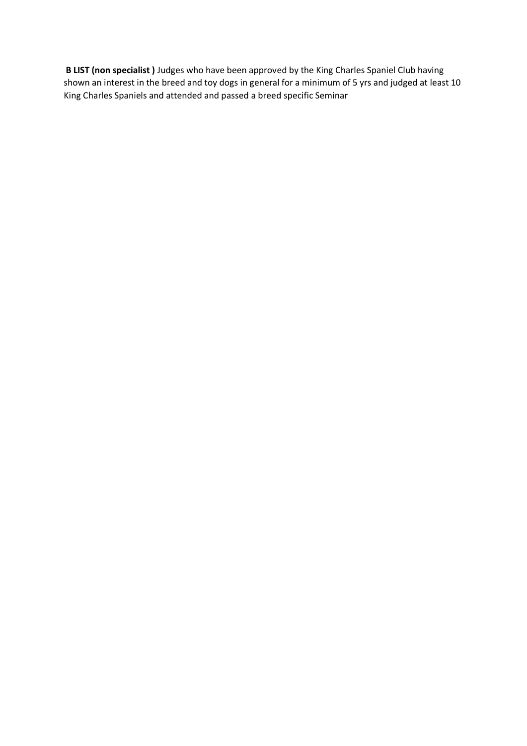**B LIST (non specialist )** Judges who have been approved by the King Charles Spaniel Club having shown an interest in the breed and toy dogs in general for a minimum of 5 yrs and judged at least 10 King Charles Spaniels and attended and passed a breed specific Seminar